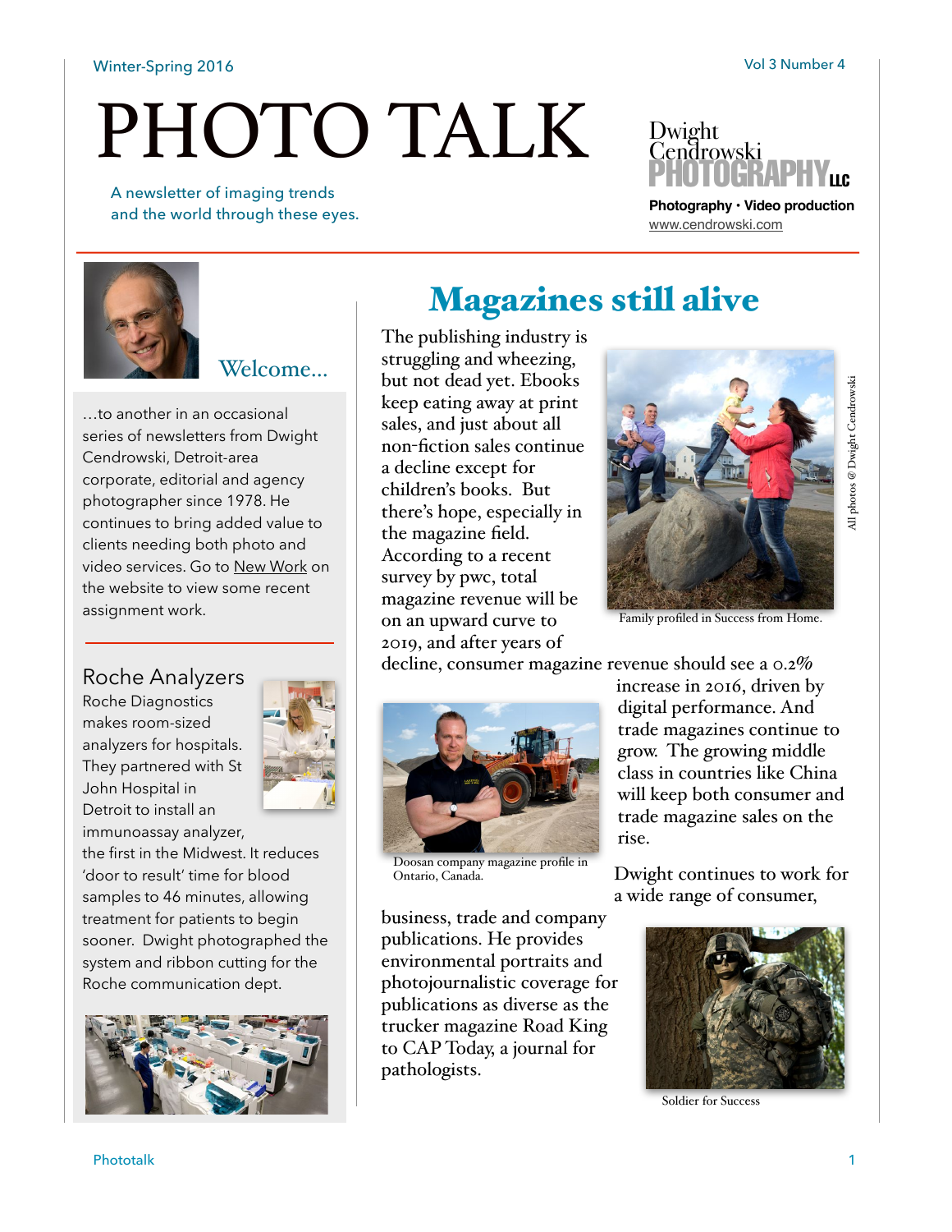Winter-Spring 2016

Vol 3 Number 4

# PHOTO TALK

A newsletter of imaging trends and the world through these eyes.

Dwight Cendrowski PHOTOGRAPHY LLC

**Photography • Video production**

www.cendrowski.com

## Welcome...

...to another in an occasional series of newsletters from Dwight Cendrowski, Detroit-area corporate, editorial and agency photographer since 1978. He continues to bring added value to clients needing both photo and video services. Go to New Work on the website to view some recent assignment work.

## Roche Analyzers

Roche Diagnostics makes room-sized analyzers for hospitals. They partnered with St John Hospital in Detroit to install an immunoassay analyzer, the first in the Midwest. It reduces 'door to result' time for blood samples to 46 minutes, allowing treatment for patients to begin sooner. Dwight photographed the system and ribbon cutting for the Roche communication dept.

# Magazines still alive

The publishing industry is struggling and wheezing, but not dead yet. Ebooks keep eating away at print sales, and just about all non-fiction sales continue a decline except for children's books. But there's hope, especially in the magazine field. According to a recent survey by pwc, total magazine revenue will be on an upward curve to 2019, and after years of decline, consumer magazine revenue should see a 0.2% increase in 2016, driven by digital performance. And trade magazines continue to grow. The growing middle class in countries like China will keep both consumer and trade magazine sales on the rise.

Family profiled in Success from Home.

All photos @ Dwight Cendrowski

Doosan company magazine profile in Ontario, Canada.

Dwight continues to work for a wide range of consumer, business, trade and company publications. He provides environmental portraits and photojournalistic coverage for publications as diverse as the trucker magazine Road King to CAP Today, a journal for pathologists.

Soldier for Success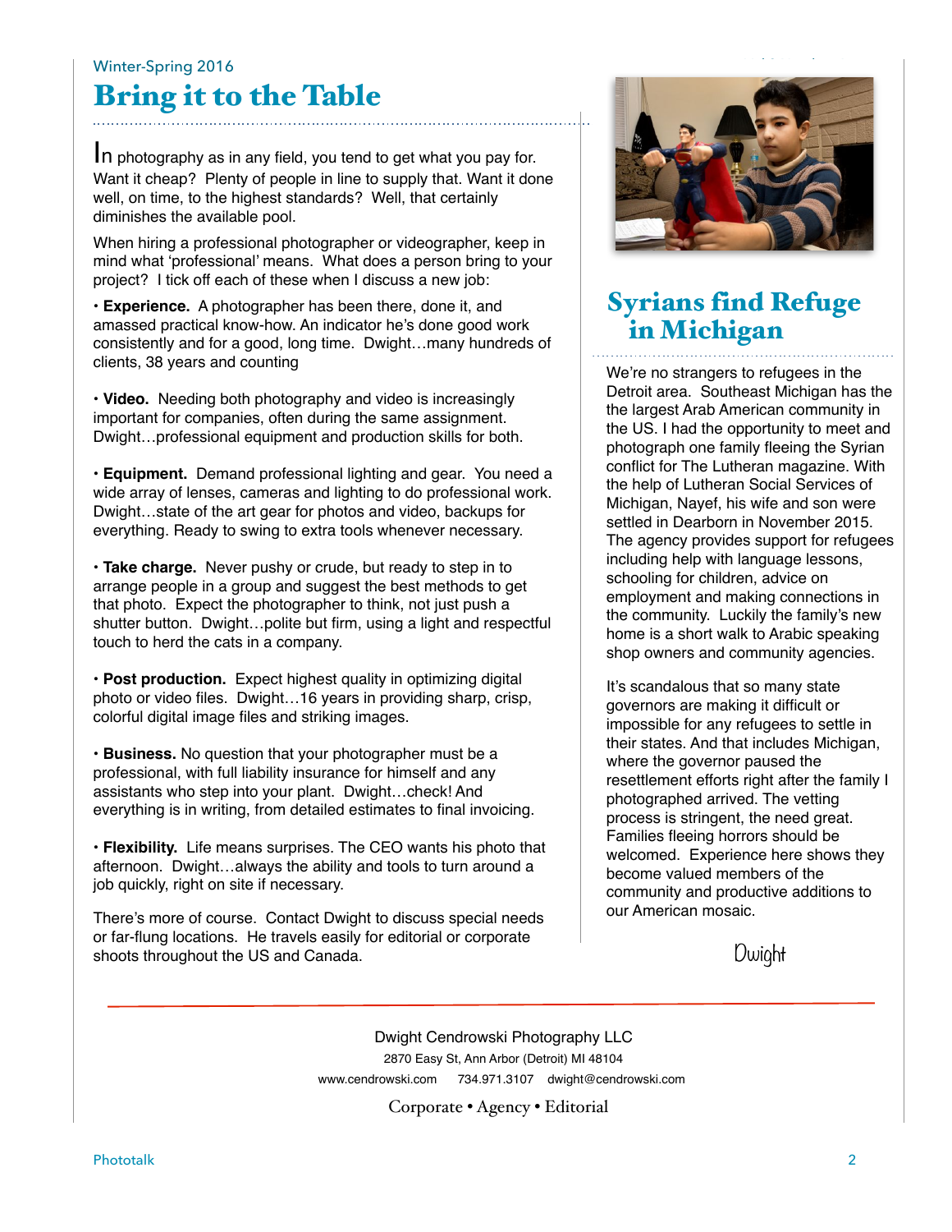Winter-Spring 2016

# Bring it to the Table

In photography as in any field, you tend to get what you pay for. Want it cheap? Plenty of people in line to supply that. Want it done well, on time, to the highest standards? Well, that certainly diminishes the available pool.

When hiring a professional photographer or videographer, keep in mind what 'professional' means. What does a person bring to your project? I tick off each of these when I discuss a new job:

• **Experience.** A photographer has been there, done it, and amassed practical know-how. An indicator he's done good work consistently and for a good, long time. Dwight…many hundreds of clients, 38 years and counting

• **Video.** Needing both photography and video is increasingly important for companies, often during the same assignment. Dwight…professional equipment and production skills for both.

• **Equipment.** Demand professional lighting and gear. You need a wide array of lenses, cameras and lighting to do professional work. Dwight…state of the art gear for photos and video, backups for everything. Ready to swing to extra tools whenever necessary.

• **Take charge.** Never pushy or crude, but ready to step in to arrange people in a group and suggest the best methods to get that photo. Expect the photographer to think, not just push a shutter button. Dwight…polite but firm, using a light and respectful touch to herd the cats in a company.

• **Post production.** Expect highest quality in optimizing digital photo or video files. Dwight…16 years in providing sharp, crisp, colorful digital image files and striking images.

• **Business.** No question that your photographer must be a professional, with full liability insurance for himself and any assistants who step into your plant. Dwight…check! And everything is in writing, from detailed estimates to final invoicing.

• **Flexibility.** Life means surprises. The CEO wants his photo that afternoon. Dwight…always the ability and tools to turn around a job quickly, right on site if necessary.

There's more of course. Contact Dwight to discuss special needs or far-flung locations. He travels easily for editorial or corporate shoots throughout the US and Canada.

# Syrians find Refuge in Michigan

We're no strangers to refugees in the Detroit area. Southeast Michigan has the the largest Arab American community in the US. I had the opportunity to meet and photograph one family fleeing the Syrian conflict for The Lutheran magazine. With the help of Lutheran Social Services of Michigan, Nayef, his wife and son were settled in Dearborn in November 2015. The agency provides support for refugees including help with language lessons, schooling for children, advice on employment and making connections in the community. Luckily the family's new home is a short walk to Arabic speaking shop owners and community agencies.

It's scandalous that so many state governors are making it difficult or impossible for any refugees to settle in their states. And that includes Michigan, where the governor paused the resettlement efforts right after the family I photographed arrived. The vetting process is stringent, the need great. Families fleeing horrors should be welcomed. Experience here shows they become valued members of the community and productive additions to our American mosaic.

Dwight

---

Dwight Cendrowski Photography LLC
2870 Easy St, Ann Arbor (Detroit) MI 48104
www.cendrowski.com 734.971.3107 dwight@cendrowski.com

Corporate • Agency • Editorial